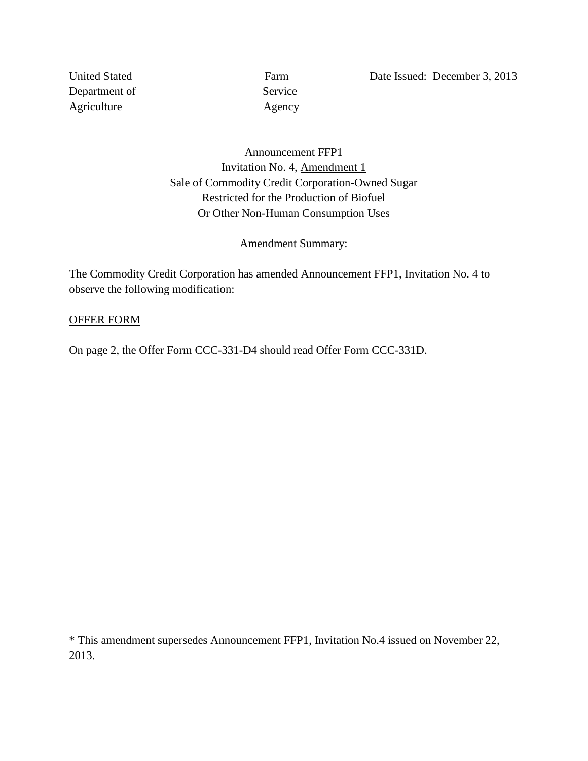United Stated Department of Agriculture

Farm Service Agency

Date Issued: December 3, 2013

Announcement FFP1
Invitation No. 4, Amendment 1
Sale of Commodity Credit Corporation-Owned Sugar
Restricted for the Production of Biofuel
Or Other Non-Human Consumption Uses

Amendment Summary:

The Commodity Credit Corporation has amended Announcement FFP1, Invitation No. 4 to observe the following modification:

OFFER FORM

On page 2, the Offer Form CCC-331-D4 should read Offer Form CCC-331D.

* This amendment supersedes Announcement FFP1, Invitation No.4 issued on November 22, 2013.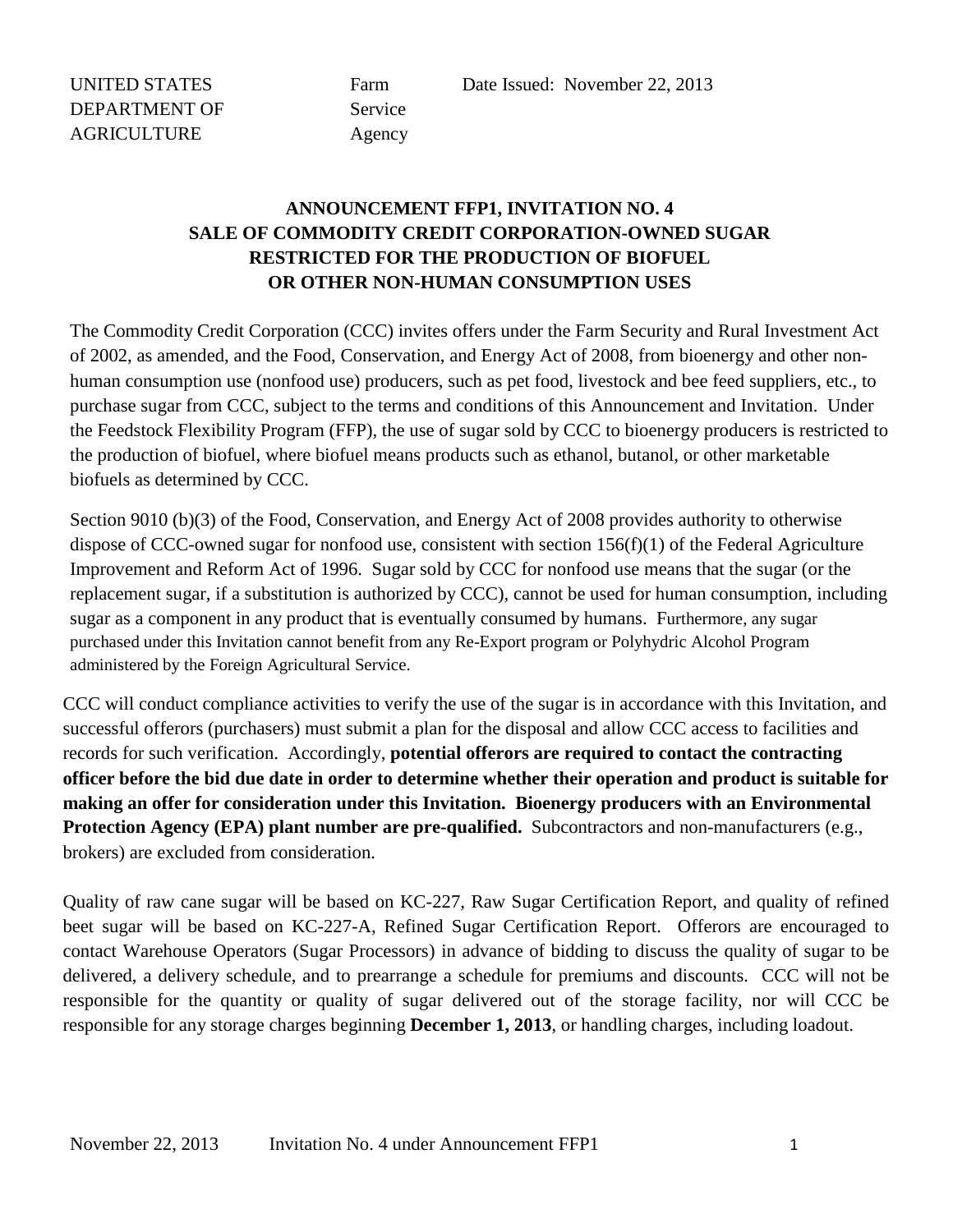UNITED STATES DEPARTMENT OF AGRICULTURE

Farm Service Agency

Date Issued: November 22, 2013

**ANNOUNCEMENT FFP1, INVITATION NO. 4**
**SALE OF COMMODITY CREDIT CORPORATION-OWNED SUGAR RESTRICTED FOR THE PRODUCTION OF BIOFUEL OR OTHER NON-HUMAN CONSUMPTION USES**

The Commodity Credit Corporation (CCC) invites offers under the Farm Security and Rural Investment Act of 2002, as amended, and the Food, Conservation, and Energy Act of 2008, from bioenergy and other non-human consumption use (nonfood use) producers, such as pet food, livestock and bee feed suppliers, etc., to purchase sugar from CCC, subject to the terms and conditions of this Announcement and Invitation. Under the Feedstock Flexibility Program (FFP), the use of sugar sold by CCC to bioenergy producers is restricted to the production of biofuel, where biofuel means products such as ethanol, butanol, or other marketable biofuels as determined by CCC.

Section 9010 (b)(3) of the Food, Conservation, and Energy Act of 2008 provides authority to otherwise dispose of CCC-owned sugar for nonfood use, consistent with section 156(f)(1) of the Federal Agriculture Improvement and Reform Act of 1996. Sugar sold by CCC for nonfood use means that the sugar (or the replacement sugar, if a substitution is authorized by CCC), cannot be used for human consumption, including sugar as a component in any product that is eventually consumed by humans. Furthermore, any sugar purchased under this Invitation cannot benefit from any Re-Export program or Polyhydric Alcohol Program administered by the Foreign Agricultural Service.

CCC will conduct compliance activities to verify the use of the sugar is in accordance with this Invitation, and successful offerors (purchasers) must submit a plan for the disposal and allow CCC access to facilities and records for such verification. Accordingly, **potential offerors are required to contact the contracting officer before the bid due date in order to determine whether their operation and product is suitable for making an offer for consideration under this Invitation. Bioenergy producers with an Environmental Protection Agency (EPA) plant number are pre-qualified.** Subcontractors and non-manufacturers (e.g., brokers) are excluded from consideration.

Quality of raw cane sugar will be based on KC-227, Raw Sugar Certification Report, and quality of refined beet sugar will be based on KC-227-A, Refined Sugar Certification Report. Offerors are encouraged to contact Warehouse Operators (Sugar Processors) in advance of bidding to discuss the quality of sugar to be delivered, a delivery schedule, and to prearrange a schedule for premiums and discounts. CCC will not be responsible for the quantity or quality of sugar delivered out of the storage facility, nor will CCC be responsible for any storage charges beginning **December 1, 2013**, or handling charges, including loadout.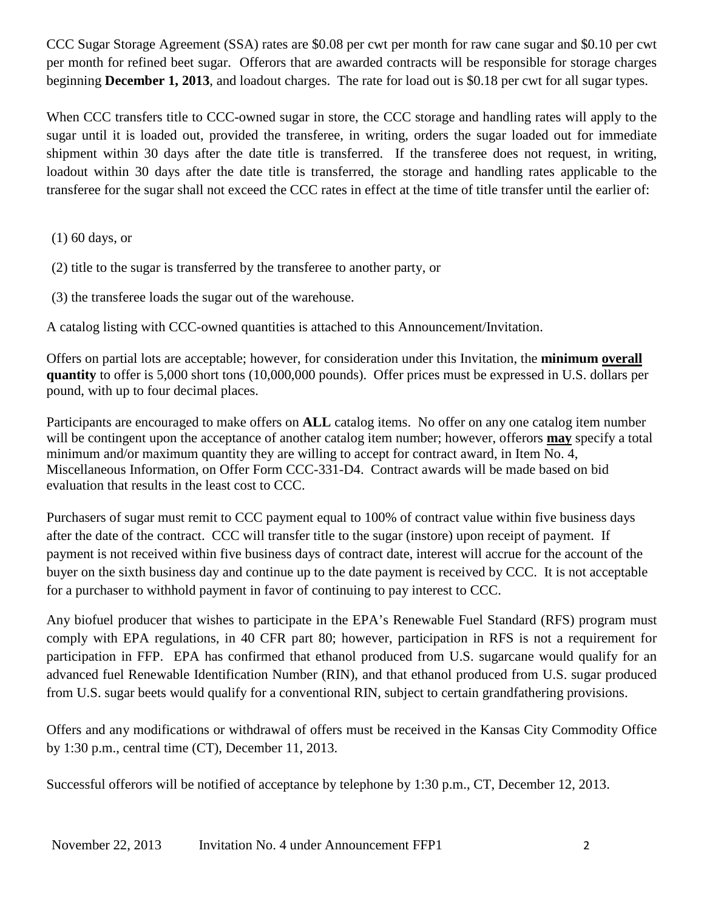CCC Sugar Storage Agreement (SSA) rates are $0.08 per cwt per month for raw cane sugar and $0.10 per cwt per month for refined beet sugar. Offerors that are awarded contracts will be responsible for storage charges beginning **December 1, 2013**, and loadout charges. The rate for load out is $0.18 per cwt for all sugar types.

When CCC transfers title to CCC-owned sugar in store, the CCC storage and handling rates will apply to the sugar until it is loaded out, provided the transferee, in writing, orders the sugar loaded out for immediate shipment within 30 days after the date title is transferred. If the transferee does not request, in writing, loadout within 30 days after the date title is transferred, the storage and handling rates applicable to the transferee for the sugar shall not exceed the CCC rates in effect at the time of title transfer until the earlier of:

(1) 60 days, or

(2) title to the sugar is transferred by the transferee to another party, or

(3) the transferee loads the sugar out of the warehouse.

A catalog listing with CCC-owned quantities is attached to this Announcement/Invitation.

Offers on partial lots are acceptable; however, for consideration under this Invitation, the **minimum <u>overall</u> quantity** to offer is 5,000 short tons (10,000,000 pounds). Offer prices must be expressed in U.S. dollars per pound, with up to four decimal places.

Participants are encouraged to make offers on **ALL** catalog items. No offer on any one catalog item number will be contingent upon the acceptance of another catalog item number; however, offerors **<u>may</u>** specify a total minimum and/or maximum quantity they are willing to accept for contract award, in Item No. 4, Miscellaneous Information, on Offer Form CCC-331-D4. Contract awards will be made based on bid evaluation that results in the least cost to CCC.

Purchasers of sugar must remit to CCC payment equal to 100% of contract value within five business days after the date of the contract. CCC will transfer title to the sugar (instore) upon receipt of payment. If payment is not received within five business days of contract date, interest will accrue for the account of the buyer on the sixth business day and continue up to the date payment is received by CCC. It is not acceptable for a purchaser to withhold payment in favor of continuing to pay interest to CCC.

Any biofuel producer that wishes to participate in the EPA's Renewable Fuel Standard (RFS) program must comply with EPA regulations, in 40 CFR part 80; however, participation in RFS is not a requirement for participation in FFP. EPA has confirmed that ethanol produced from U.S. sugarcane would qualify for an advanced fuel Renewable Identification Number (RIN), and that ethanol produced from U.S. sugar produced from U.S. sugar beets would qualify for a conventional RIN, subject to certain grandfathering provisions.

Offers and any modifications or withdrawal of offers must be received in the Kansas City Commodity Office by 1:30 p.m., central time (CT), December 11, 2013.

Successful offerors will be notified of acceptance by telephone by 1:30 p.m., CT, December 12, 2013.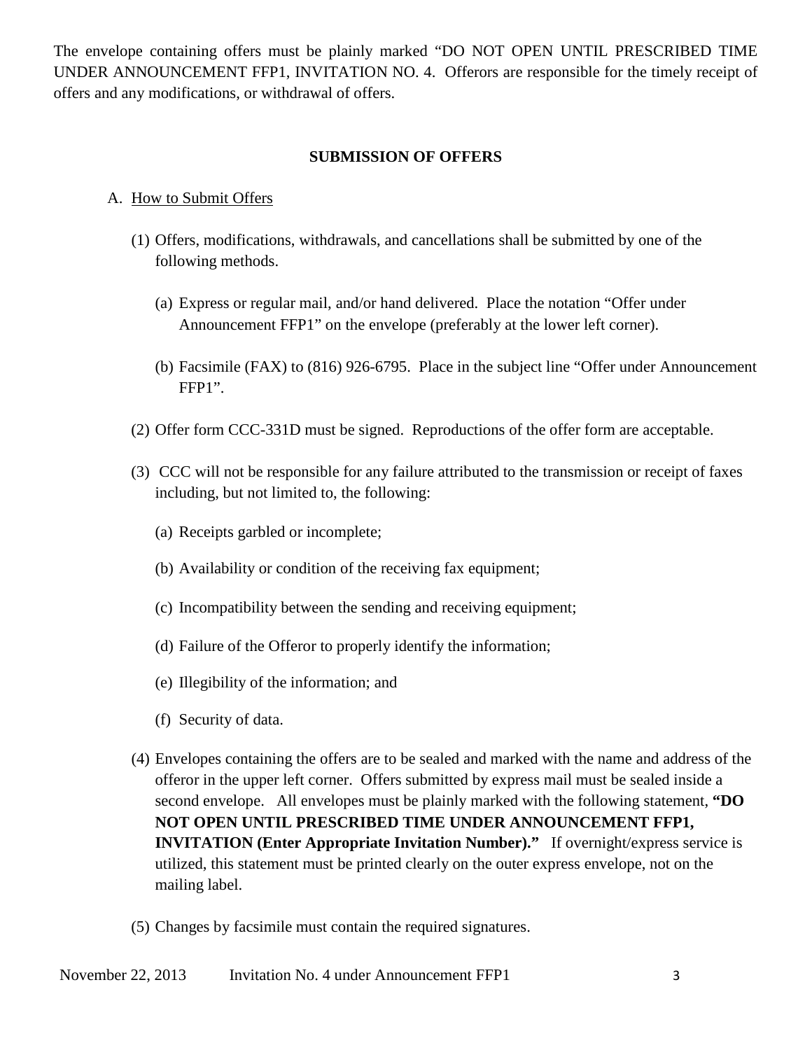The envelope containing offers must be plainly marked "DO NOT OPEN UNTIL PRESCRIBED TIME UNDER ANNOUNCEMENT FFP1, INVITATION NO. 4. Offerors are responsible for the timely receipt of offers and any modifications, or withdrawal of offers.

## SUBMISSION OF OFFERS

A. How to Submit Offers

(1) Offers, modifications, withdrawals, and cancellations shall be submitted by one of the following methods.

(a) Express or regular mail, and/or hand delivered. Place the notation "Offer under Announcement FFP1" on the envelope (preferably at the lower left corner).

(b) Facsimile (FAX) to (816) 926-6795. Place in the subject line "Offer under Announcement FFP1".

(2) Offer form CCC-331D must be signed. Reproductions of the offer form are acceptable.

(3) CCC will not be responsible for any failure attributed to the transmission or receipt of faxes including, but not limited to, the following:

(a) Receipts garbled or incomplete;

(b) Availability or condition of the receiving fax equipment;

(c) Incompatibility between the sending and receiving equipment;

(d) Failure of the Offeror to properly identify the information;

(e) Illegibility of the information; and

(f) Security of data.

(4) Envelopes containing the offers are to be sealed and marked with the name and address of the offeror in the upper left corner. Offers submitted by express mail must be sealed inside a second envelope. All envelopes must be plainly marked with the following statement, **"DO NOT OPEN UNTIL PRESCRIBED TIME UNDER ANNOUNCEMENT FFP1, INVITATION (Enter Appropriate Invitation Number)."** If overnight/express service is utilized, this statement must be printed clearly on the outer express envelope, not on the mailing label.

(5) Changes by facsimile must contain the required signatures.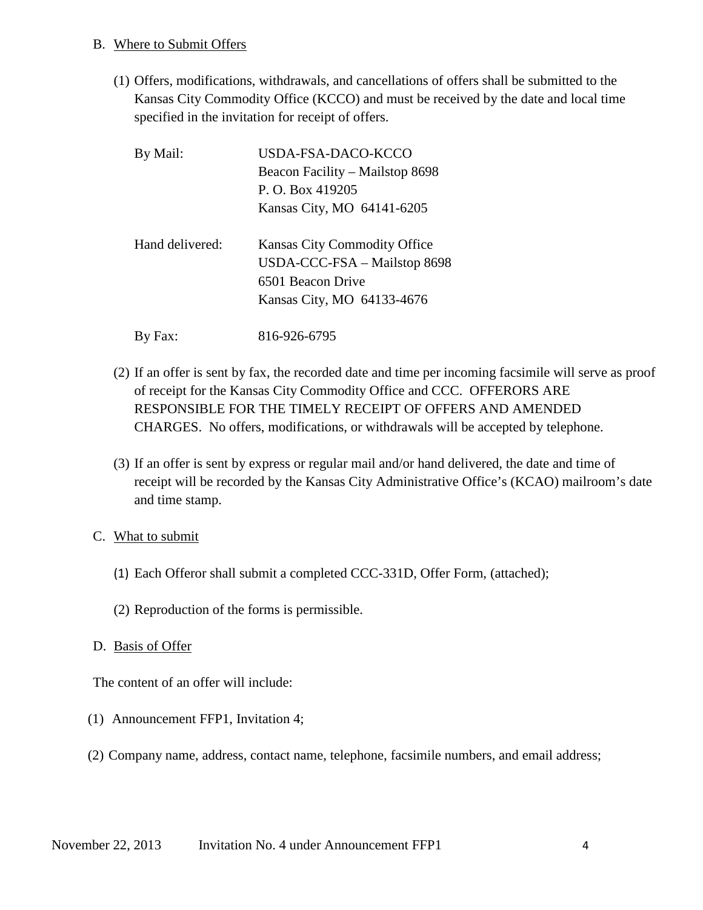B. Where to Submit Offers

(1) Offers, modifications, withdrawals, and cancellations of offers shall be submitted to the Kansas City Commodity Office (KCCO) and must be received by the date and local time specified in the invitation for receipt of offers.

| | |
|---|---|
| By Mail: | USDA-FSA-DACO-KCCO<br>Beacon Facility – Mailstop 8698<br>P. O. Box 419205<br>Kansas City, MO 64141-6205 |
| Hand delivered: | Kansas City Commodity Office<br>USDA-CCC-FSA – Mailstop 8698<br>6501 Beacon Drive<br>Kansas City, MO 64133-4676 |
| By Fax: | 816-926-6795 |

(2) If an offer is sent by fax, the recorded date and time per incoming facsimile will serve as proof of receipt for the Kansas City Commodity Office and CCC. OFFERORS ARE RESPONSIBLE FOR THE TIMELY RECEIPT OF OFFERS AND AMENDED CHARGES. No offers, modifications, or withdrawals will be accepted by telephone.

(3) If an offer is sent by express or regular mail and/or hand delivered, the date and time of receipt will be recorded by the Kansas City Administrative Office's (KCAO) mailroom's date and time stamp.

C. What to submit

(1) Each Offeror shall submit a completed CCC-331D, Offer Form, (attached);

(2) Reproduction of the forms is permissible.

D. Basis of Offer

The content of an offer will include:

(1) Announcement FFP1, Invitation 4;

(2) Company name, address, contact name, telephone, facsimile numbers, and email address;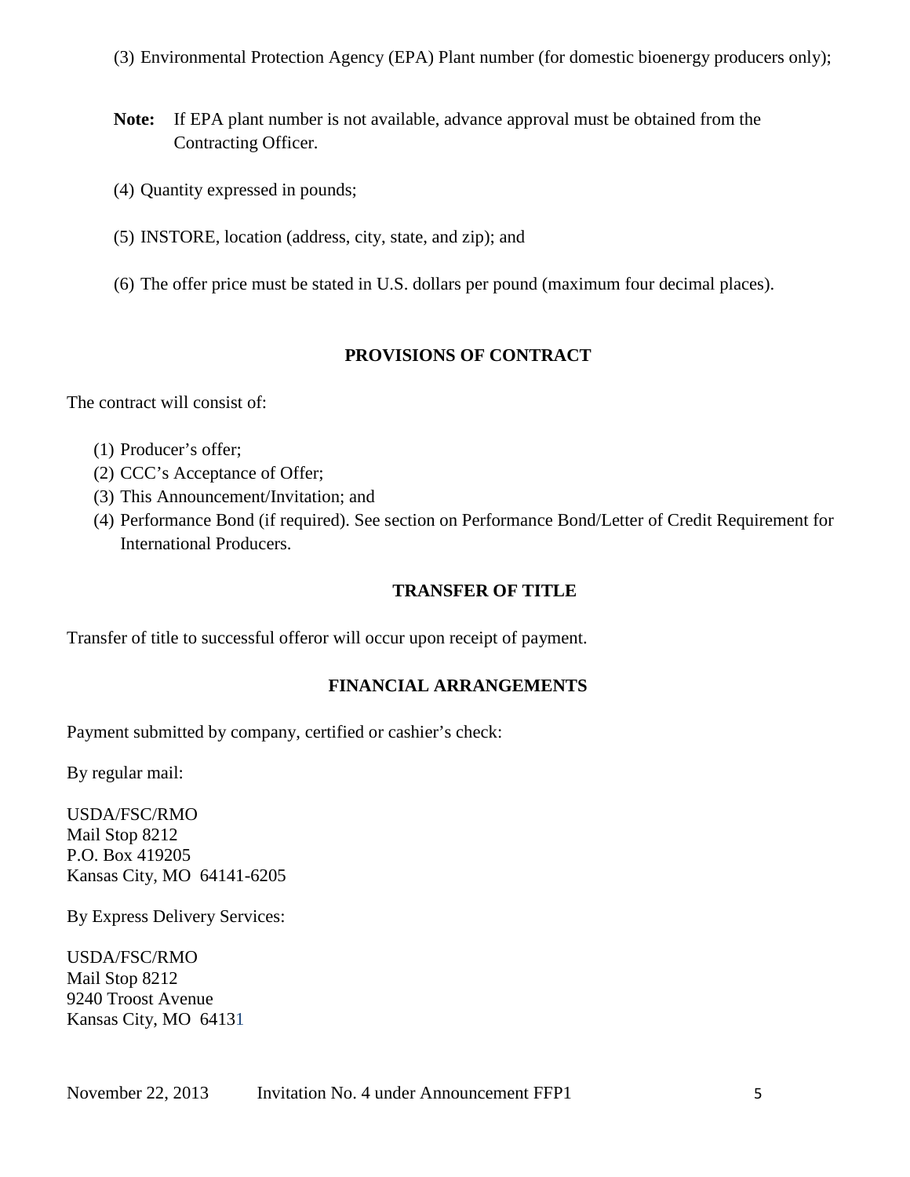(3) Environmental Protection Agency (EPA) Plant number (for domestic bioenergy producers only);

**Note:** If EPA plant number is not available, advance approval must be obtained from the Contracting Officer.

(4) Quantity expressed in pounds;

(5) INSTORE, location (address, city, state, and zip); and

(6) The offer price must be stated in U.S. dollars per pound (maximum four decimal places).

## PROVISIONS OF CONTRACT

The contract will consist of:

(1) Producer's offer;
(2) CCC's Acceptance of Offer;
(3) This Announcement/Invitation; and
(4) Performance Bond (if required). See section on Performance Bond/Letter of Credit Requirement for International Producers.

## TRANSFER OF TITLE

Transfer of title to successful offeror will occur upon receipt of payment.

## FINANCIAL ARRANGEMENTS

Payment submitted by company, certified or cashier's check:

By regular mail:

USDA/FSC/RMO
Mail Stop 8212
P.O. Box 419205
Kansas City, MO 64141-6205

By Express Delivery Services:

USDA/FSC/RMO
Mail Stop 8212
9240 Troost Avenue
Kansas City, MO 64131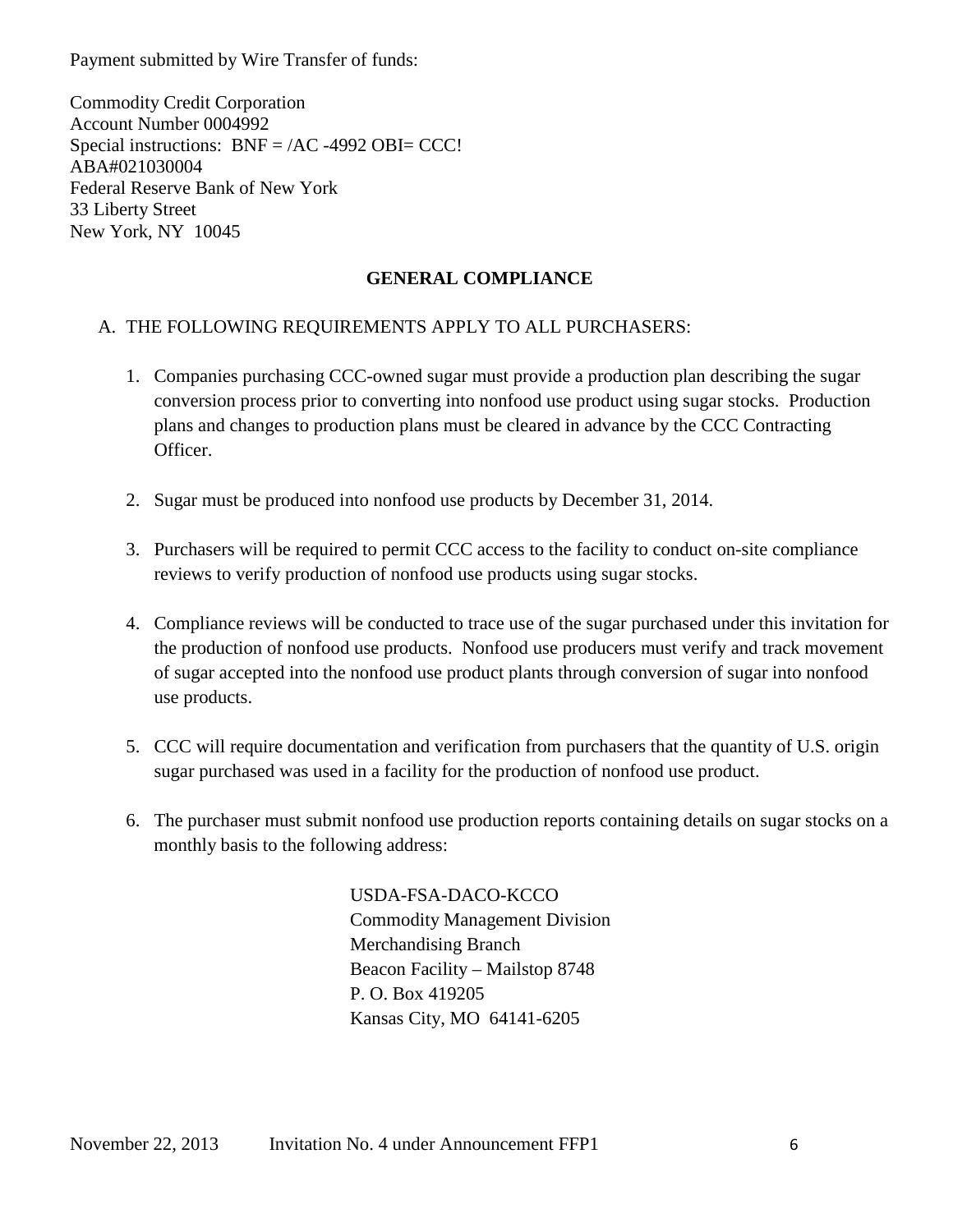Payment submitted by Wire Transfer of funds:

Commodity Credit Corporation
Account Number 0004992
Special instructions: BNF = /AC -4992 OBI= CCC!
ABA#021030004
Federal Reserve Bank of New York
33 Liberty Street
New York, NY 10045

## GENERAL COMPLIANCE

A. THE FOLLOWING REQUIREMENTS APPLY TO ALL PURCHASERS:

1. Companies purchasing CCC-owned sugar must provide a production plan describing the sugar conversion process prior to converting into nonfood use product using sugar stocks. Production plans and changes to production plans must be cleared in advance by the CCC Contracting Officer.

2. Sugar must be produced into nonfood use products by December 31, 2014.

3. Purchasers will be required to permit CCC access to the facility to conduct on-site compliance reviews to verify production of nonfood use products using sugar stocks.

4. Compliance reviews will be conducted to trace use of the sugar purchased under this invitation for the production of nonfood use products. Nonfood use producers must verify and track movement of sugar accepted into the nonfood use product plants through conversion of sugar into nonfood use products.

5. CCC will require documentation and verification from purchasers that the quantity of U.S. origin sugar purchased was used in a facility for the production of nonfood use product.

6. The purchaser must submit nonfood use production reports containing details on sugar stocks on a monthly basis to the following address:

   USDA-FSA-DACO-KCCO
   Commodity Management Division
   Merchandising Branch
   Beacon Facility – Mailstop 8748
   P. O. Box 419205
   Kansas City, MO 64141-6205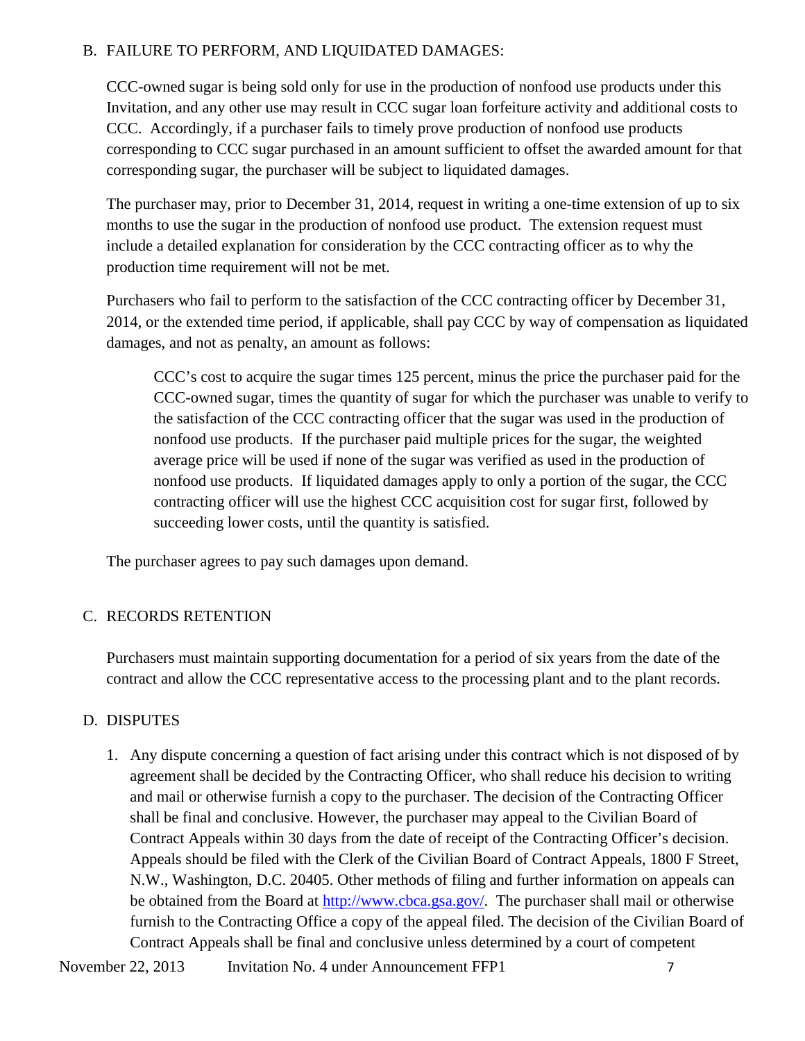## B. FAILURE TO PERFORM, AND LIQUIDATED DAMAGES:

CCC-owned sugar is being sold only for use in the production of nonfood use products under this Invitation, and any other use may result in CCC sugar loan forfeiture activity and additional costs to CCC. Accordingly, if a purchaser fails to timely prove production of nonfood use products corresponding to CCC sugar purchased in an amount sufficient to offset the awarded amount for that corresponding sugar, the purchaser will be subject to liquidated damages.

The purchaser may, prior to December 31, 2014, request in writing a one-time extension of up to six months to use the sugar in the production of nonfood use product. The extension request must include a detailed explanation for consideration by the CCC contracting officer as to why the production time requirement will not be met.

Purchasers who fail to perform to the satisfaction of the CCC contracting officer by December 31, 2014, or the extended time period, if applicable, shall pay CCC by way of compensation as liquidated damages, and not as penalty, an amount as follows:

> CCC's cost to acquire the sugar times 125 percent, minus the price the purchaser paid for the CCC-owned sugar, times the quantity of sugar for which the purchaser was unable to verify to the satisfaction of the CCC contracting officer that the sugar was used in the production of nonfood use products. If the purchaser paid multiple prices for the sugar, the weighted average price will be used if none of the sugar was verified as used in the production of nonfood use products. If liquidated damages apply to only a portion of the sugar, the CCC contracting officer will use the highest CCC acquisition cost for sugar first, followed by succeeding lower costs, until the quantity is satisfied.

The purchaser agrees to pay such damages upon demand.

## C. RECORDS RETENTION

Purchasers must maintain supporting documentation for a period of six years from the date of the contract and allow the CCC representative access to the processing plant and to the plant records.

## D. DISPUTES

1. Any dispute concerning a question of fact arising under this contract which is not disposed of by agreement shall be decided by the Contracting Officer, who shall reduce his decision to writing and mail or otherwise furnish a copy to the purchaser. The decision of the Contracting Officer shall be final and conclusive. However, the purchaser may appeal to the Civilian Board of Contract Appeals within 30 days from the date of receipt of the Contracting Officer's decision. Appeals should be filed with the Clerk of the Civilian Board of Contract Appeals, 1800 F Street, N.W., Washington, D.C. 20405. Other methods of filing and further information on appeals can be obtained from the Board at [http://www.cbca.gsa.gov/](http://www.cbca.gsa.gov/). The purchaser shall mail or otherwise furnish to the Contracting Office a copy of the appeal filed. The decision of the Civilian Board of Contract Appeals shall be final and conclusive unless determined by a court of competent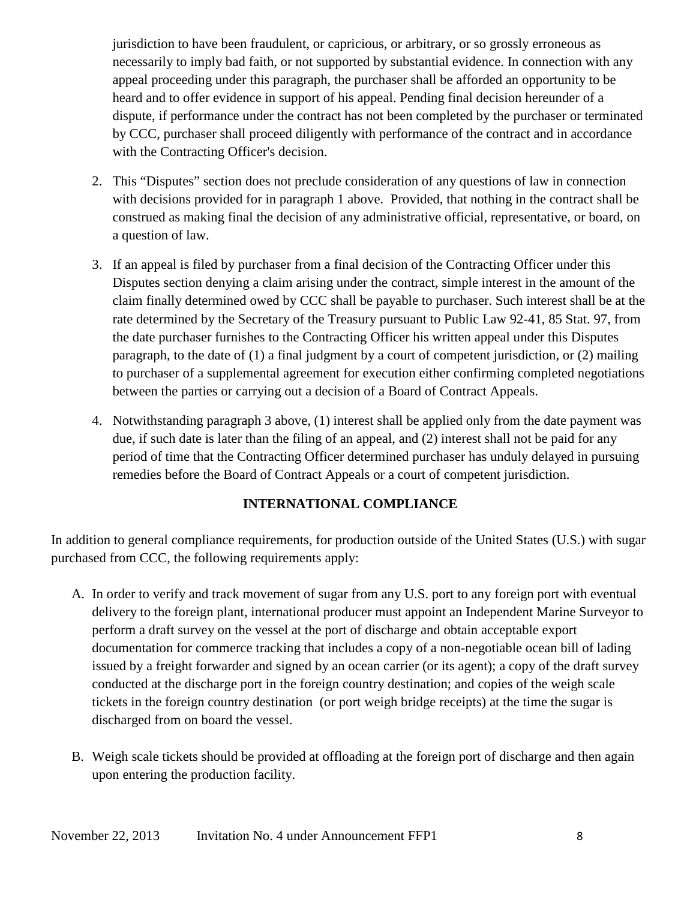jurisdiction to have been fraudulent, or capricious, or arbitrary, or so grossly erroneous as necessarily to imply bad faith, or not supported by substantial evidence. In connection with any appeal proceeding under this paragraph, the purchaser shall be afforded an opportunity to be heard and to offer evidence in support of his appeal. Pending final decision hereunder of a dispute, if performance under the contract has not been completed by the purchaser or terminated by CCC, purchaser shall proceed diligently with performance of the contract and in accordance with the Contracting Officer's decision.

2. This "Disputes" section does not preclude consideration of any questions of law in connection with decisions provided for in paragraph 1 above. Provided, that nothing in the contract shall be construed as making final the decision of any administrative official, representative, or board, on a question of law.

3. If an appeal is filed by purchaser from a final decision of the Contracting Officer under this Disputes section denying a claim arising under the contract, simple interest in the amount of the claim finally determined owed by CCC shall be payable to purchaser. Such interest shall be at the rate determined by the Secretary of the Treasury pursuant to Public Law 92-41, 85 Stat. 97, from the date purchaser furnishes to the Contracting Officer his written appeal under this Disputes paragraph, to the date of (1) a final judgment by a court of competent jurisdiction, or (2) mailing to purchaser of a supplemental agreement for execution either confirming completed negotiations between the parties or carrying out a decision of a Board of Contract Appeals.

4. Notwithstanding paragraph 3 above, (1) interest shall be applied only from the date payment was due, if such date is later than the filing of an appeal, and (2) interest shall not be paid for any period of time that the Contracting Officer determined purchaser has unduly delayed in pursuing remedies before the Board of Contract Appeals or a court of competent jurisdiction.

## INTERNATIONAL COMPLIANCE

In addition to general compliance requirements, for production outside of the United States (U.S.) with sugar purchased from CCC, the following requirements apply:

A. In order to verify and track movement of sugar from any U.S. port to any foreign port with eventual delivery to the foreign plant, international producer must appoint an Independent Marine Surveyor to perform a draft survey on the vessel at the port of discharge and obtain acceptable export documentation for commerce tracking that includes a copy of a non-negotiable ocean bill of lading issued by a freight forwarder and signed by an ocean carrier (or its agent); a copy of the draft survey conducted at the discharge port in the foreign country destination; and copies of the weigh scale tickets in the foreign country destination (or port weigh bridge receipts) at the time the sugar is discharged from on board the vessel.

B. Weigh scale tickets should be provided at offloading at the foreign port of discharge and then again upon entering the production facility.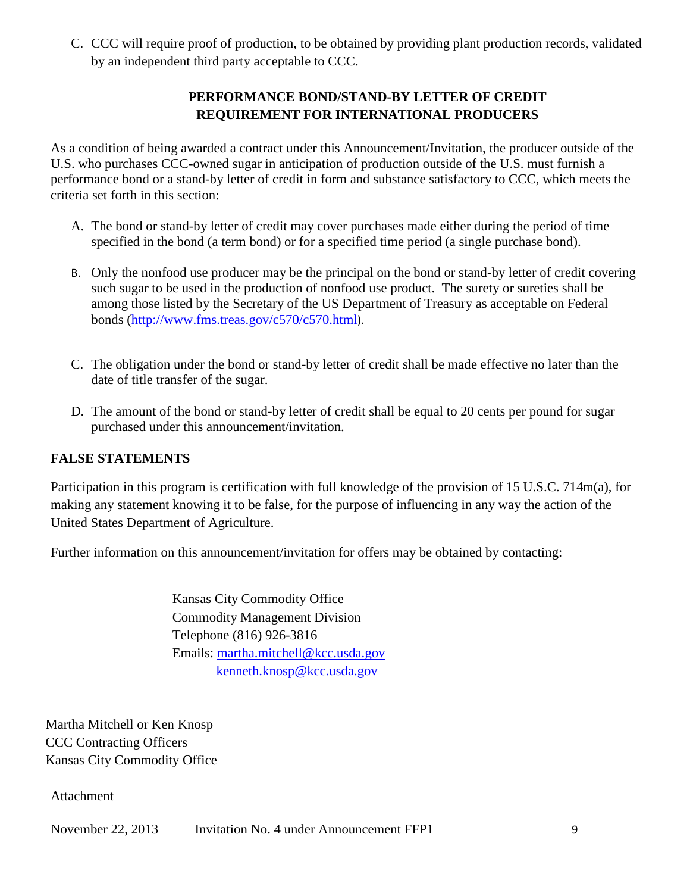C. CCC will require proof of production, to be obtained by providing plant production records, validated by an independent third party acceptable to CCC.

## PERFORMANCE BOND/STAND-BY LETTER OF CREDIT REQUIREMENT FOR INTERNATIONAL PRODUCERS

As a condition of being awarded a contract under this Announcement/Invitation, the producer outside of the U.S. who purchases CCC-owned sugar in anticipation of production outside of the U.S. must furnish a performance bond or a stand-by letter of credit in form and substance satisfactory to CCC, which meets the criteria set forth in this section:

A. The bond or stand-by letter of credit may cover purchases made either during the period of time specified in the bond (a term bond) or for a specified time period (a single purchase bond).

B. Only the nonfood use producer may be the principal on the bond or stand-by letter of credit covering such sugar to be used in the production of nonfood use product. The surety or sureties shall be among those listed by the Secretary of the US Department of Treasury as acceptable on Federal bonds (http://www.fms.treas.gov/c570/c570.html).

C. The obligation under the bond or stand-by letter of credit shall be made effective no later than the date of title transfer of the sugar.

D. The amount of the bond or stand-by letter of credit shall be equal to 20 cents per pound for sugar purchased under this announcement/invitation.

## FALSE STATEMENTS

Participation in this program is certification with full knowledge of the provision of 15 U.S.C. 714m(a), for making any statement knowing it to be false, for the purpose of influencing in any way the action of the United States Department of Agriculture.

Further information on this announcement/invitation for offers may be obtained by contacting:

Kansas City Commodity Office
Commodity Management Division
Telephone (816) 926-3816
Emails: martha.mitchell@kcc.usda.gov
kenneth.knosp@kcc.usda.gov

Martha Mitchell or Ken Knosp
CCC Contracting Officers
Kansas City Commodity Office

Attachment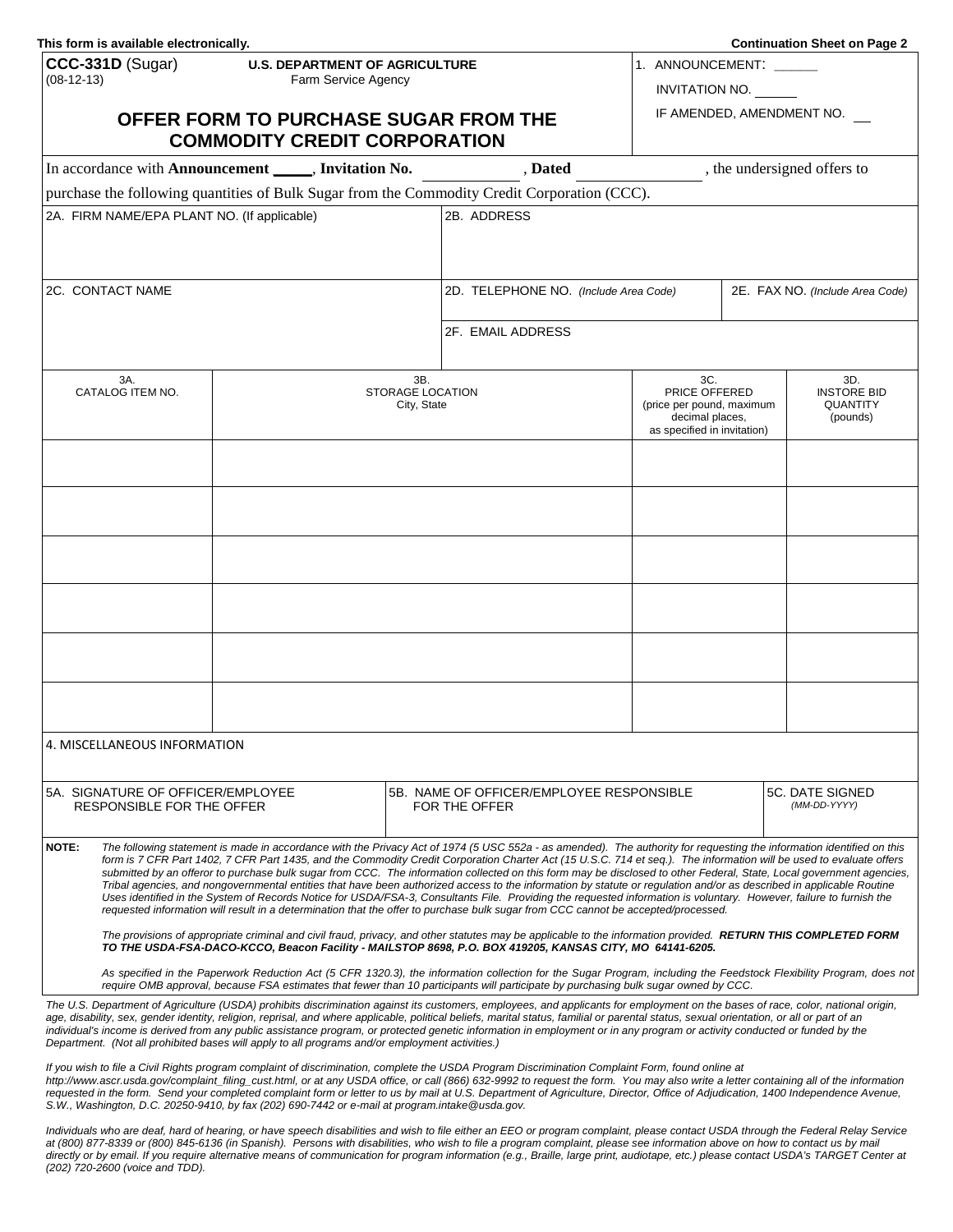This form is available electronically.

Continuation Sheet on Page 2

**CCC-331D** (Sugar)
(08-12-13)

**U.S. DEPARTMENT OF AGRICULTURE**
Farm Service Agency

# OFFER FORM TO PURCHASE SUGAR FROM THE COMMODITY CREDIT CORPORATION

1. ANNOUNCEMENT: ______
INVITATION NO. ______
IF AMENDED, AMENDMENT NO. __

In accordance with **Announcement** _____, **Invitation No.** __________, **Dated** __________, the undersigned offers to purchase the following quantities of Bulk Sugar from the Commodity Credit Corporation (CCC).

| 2A. FIRM NAME/EPA PLANT NO. (If applicable) | 2B. ADDRESS | |
|---|---|---|
| 2C. CONTACT NAME | 2D. TELEPHONE NO. *(Include Area Code)* | 2E. FAX NO. *(Include Area Code)* |
| | 2F. EMAIL ADDRESS | |

| 3A. CATALOG ITEM NO. | 3B. STORAGE LOCATION City, State | 3C. PRICE OFFERED (price per pound, maximum decimal places, as specified in invitation) | 3D. INSTORE BID QUANTITY (pounds) |
|---|---|---|---|
| | | | |
| | | | |
| | | | |
| | | | |
| | | | |
| | | | |

4. MISCELLANEOUS INFORMATION

| 5A. SIGNATURE OF OFFICER/EMPLOYEE RESPONSIBLE FOR THE OFFER | 5B. NAME OF OFFICER/EMPLOYEE RESPONSIBLE FOR THE OFFER | 5C. DATE SIGNED *(MM-DD-YYYY)* |
|---|---|---|
| | | |

**NOTE:** *The following statement is made in accordance with the Privacy Act of 1974 (5 USC 552a - as amended). The authority for requesting the information identified on this form is 7 CFR Part 1402, 7 CFR Part 1435, and the Commodity Credit Corporation Charter Act (15 U.S.C. 714 et seq.). The information will be used to evaluate offers submitted by an offeror to purchase bulk sugar from CCC. The information collected on this form may be disclosed to other Federal, State, Local government agencies, Tribal agencies, and nongovernmental entities that have been authorized access to the information by statute or regulation and/or as described in applicable Routine Uses identified in the System of Records Notice for USDA/FSA-3, Consultants File. Providing the requested information is voluntary. However, failure to furnish the requested information will result in a determination that the offer to purchase bulk sugar from CCC cannot be accepted/processed.*

*The provisions of appropriate criminal and civil fraud, privacy, and other statutes may be applicable to the information provided.* ***RETURN THIS COMPLETED FORM TO THE USDA-FSA-DACO-KCCO, Beacon Facility - MAILSTOP 8698, P.O. BOX 419205, KANSAS CITY, MO 64141-6205.***

*As specified in the Paperwork Reduction Act (5 CFR 1320.3), the information collection for the Sugar Program, including the Feedstock Flexibility Program, does not require OMB approval, because FSA estimates that fewer than 10 participants will participate by purchasing bulk sugar owned by CCC.*

*The U.S. Department of Agriculture (USDA) prohibits discrimination against its customers, employees, and applicants for employment on the bases of race, color, national origin, age, disability, sex, gender identity, religion, reprisal, and where applicable, political beliefs, marital status, familial or parental status, sexual orientation, or all or part of an individual's income is derived from any public assistance program, or protected genetic information in employment or in any program or activity conducted or funded by the Department. (Not all prohibited bases will apply to all programs and/or employment activities.)*

*If you wish to file a Civil Rights program complaint of discrimination, complete the USDA Program Discrimination Complaint Form, found online at http://www.ascr.usda.gov/complaint_filing_cust.html, or at any USDA office, or call (866) 632-9992 to request the form. You may also write a letter containing all of the information requested in the form. Send your completed complaint form or letter to us by mail at U.S. Department of Agriculture, Director, Office of Adjudication, 1400 Independence Avenue, S.W., Washington, D.C. 20250-9410, by fax (202) 690-7442 or e-mail at program.intake@usda.gov.*

*Individuals who are deaf, hard of hearing, or have speech disabilities and wish to file either an EEO or program complaint, please contact USDA through the Federal Relay Service at (800) 877-8339 or (800) 845-6136 (in Spanish). Persons with disabilities, who wish to file a program complaint, please see information above on how to contact us by mail directly or by email. If you require alternative means of communication for program information (e.g., Braille, large print, audiotape, etc.) please contact USDA's TARGET Center at (202) 720-2600 (voice and TDD).*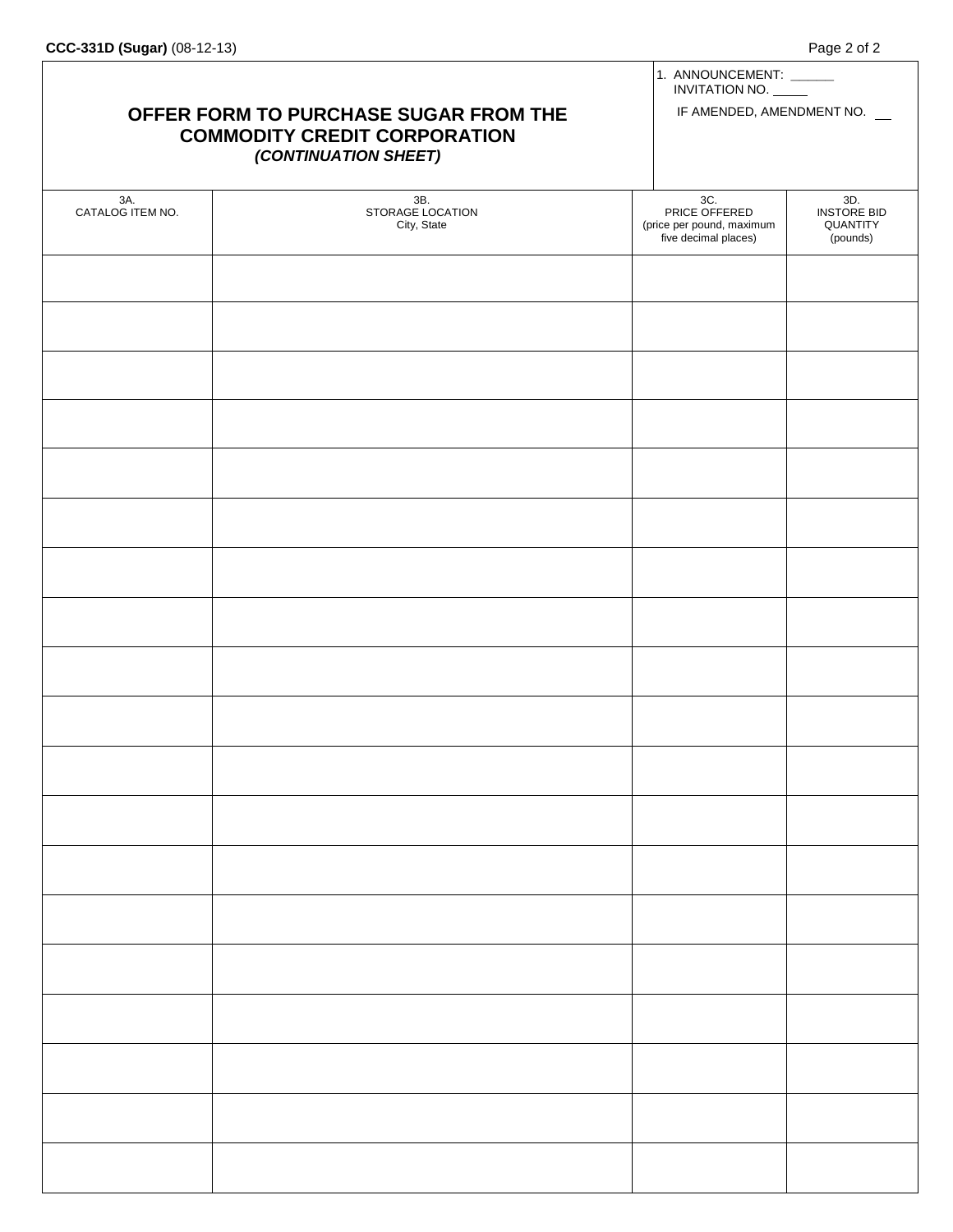CCC-331D (Sugar) (08-12-13)

# OFFER FORM TO PURCHASE SUGAR FROM THE COMMODITY CREDIT CORPORATION

***(CONTINUATION SHEET)***

1. ANNOUNCEMENT: ______
   INVITATION NO. _____

   IF AMENDED, AMENDMENT NO. __

| 3A. CATALOG ITEM NO. | 3B. STORAGE LOCATION City, State | 3C. PRICE OFFERED (price per pound, maximum five decimal places) | 3D. INSTORE BID QUANTITY (pounds) |
|---|---|---|---|
| | | | |
| | | | |
| | | | |
| | | | |
| | | | |
| | | | |
| | | | |
| | | | |
| | | | |
| | | | |
| | | | |
| | | | |
| | | | |
| | | | |
| | | | |
| | | | |
| | | | |
| | | | |
| | | | |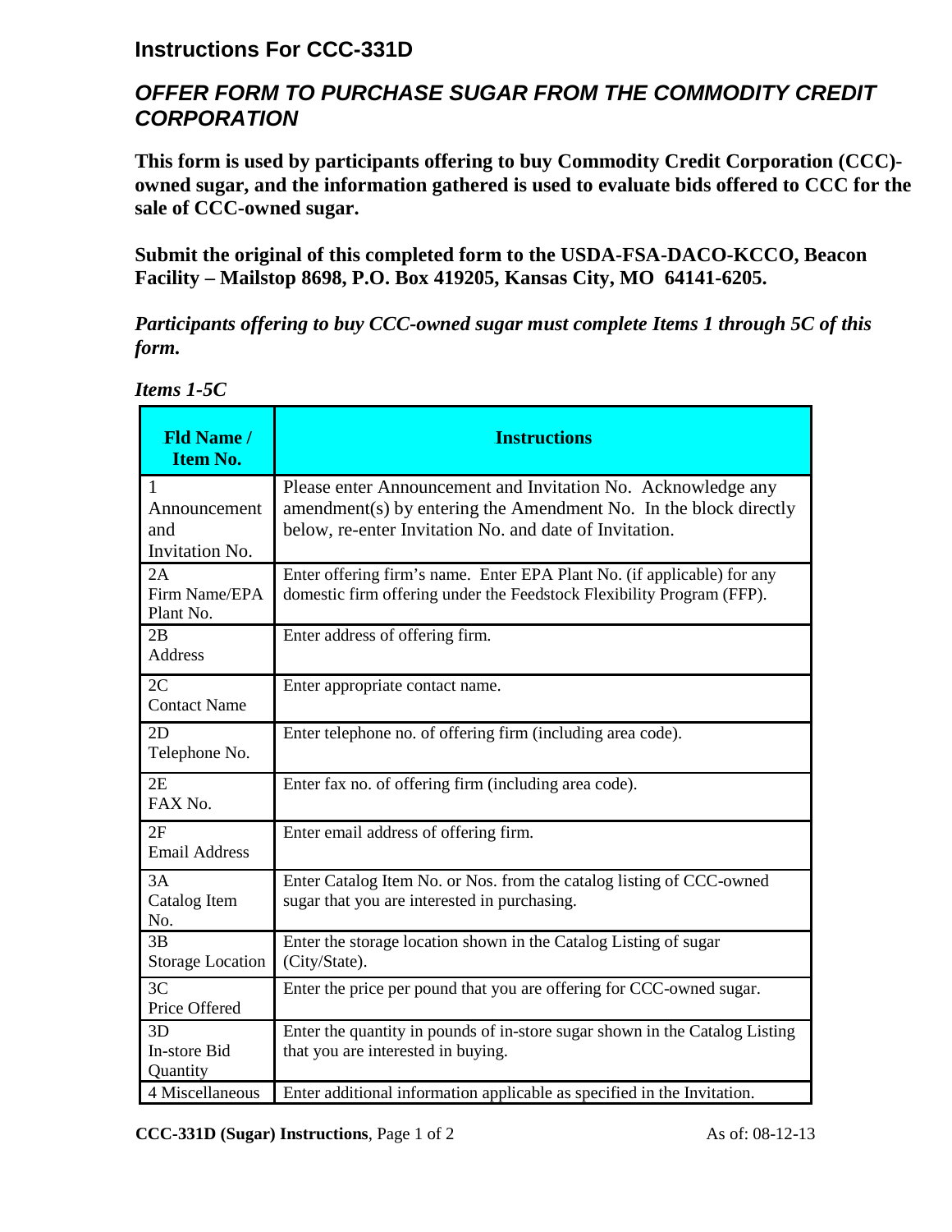## Instructions For CCC-331D

### *OFFER FORM TO PURCHASE SUGAR FROM THE COMMODITY CREDIT CORPORATION*

**This form is used by participants offering to buy Commodity Credit Corporation (CCC)-owned sugar, and the information gathered is used to evaluate bids offered to CCC for the sale of CCC-owned sugar.**

**Submit the original of this completed form to the USDA-FSA-DACO-KCCO, Beacon Facility – Mailstop 8698, P.O. Box 419205, Kansas City, MO 64141-6205.**

***Participants offering to buy CCC-owned sugar must complete Items 1 through 5C of this form.***

*Items 1-5C*

| Fld Name / Item No. | Instructions |
|---|---|
| 1 Announcement and Invitation No. | Please enter Announcement and Invitation No. Acknowledge any amendment(s) by entering the Amendment No. In the block directly below, re-enter Invitation No. and date of Invitation. |
| 2A Firm Name/EPA Plant No. | Enter offering firm's name. Enter EPA Plant No. (if applicable) for any domestic firm offering under the Feedstock Flexibility Program (FFP). |
| 2B Address | Enter address of offering firm. |
| 2C Contact Name | Enter appropriate contact name. |
| 2D Telephone No. | Enter telephone no. of offering firm (including area code). |
| 2E FAX No. | Enter fax no. of offering firm (including area code). |
| 2F Email Address | Enter email address of offering firm. |
| 3A Catalog Item No. | Enter Catalog Item No. or Nos. from the catalog listing of CCC-owned sugar that you are interested in purchasing. |
| 3B Storage Location | Enter the storage location shown in the Catalog Listing of sugar (City/State). |
| 3C Price Offered | Enter the price per pound that you are offering for CCC-owned sugar. |
| 3D In-store Bid Quantity | Enter the quantity in pounds of in-store sugar shown in the Catalog Listing that you are interested in buying. |
| 4 Miscellaneous | Enter additional information applicable as specified in the Invitation. |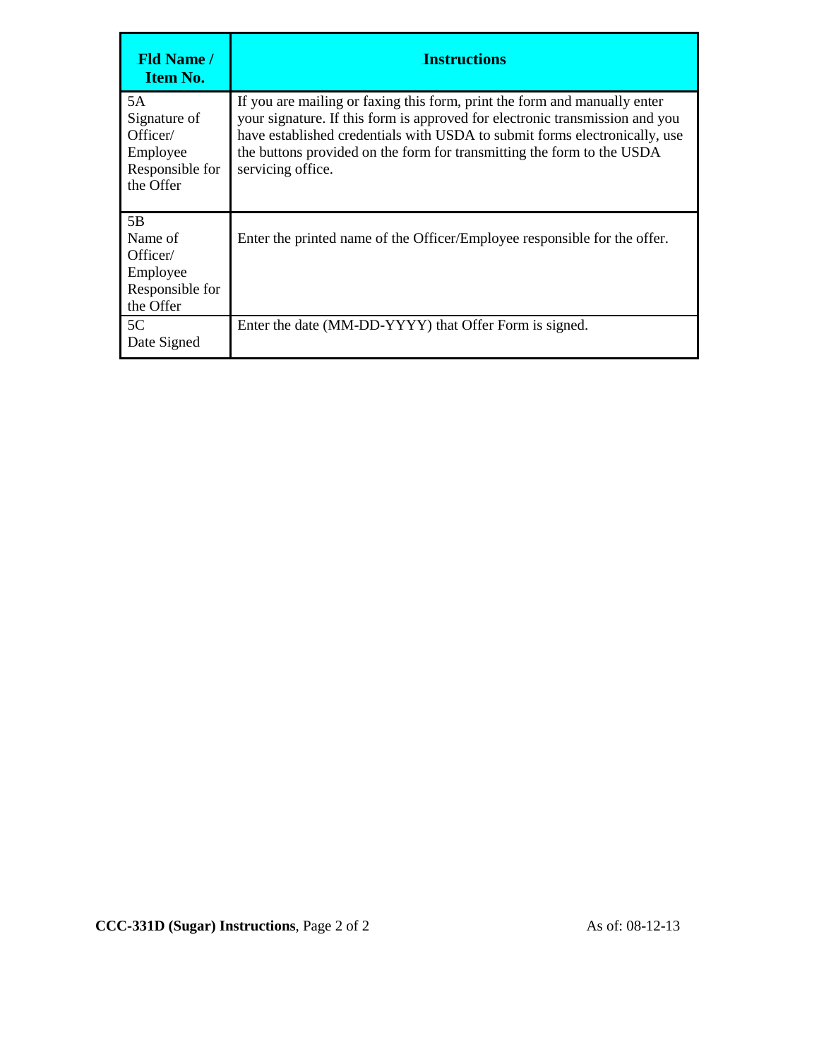| Fld Name / Item No. | Instructions |
| --- | --- |
| 5A Signature of Officer/ Employee Responsible for the Offer | If you are mailing or faxing this form, print the form and manually enter your signature. If this form is approved for electronic transmission and you have established credentials with USDA to submit forms electronically, use the buttons provided on the form for transmitting the form to the USDA servicing office. |
| 5B Name of Officer/ Employee Responsible for the Offer | Enter the printed name of the Officer/Employee responsible for the offer. |
| 5C Date Signed | Enter the date (MM-DD-YYYY) that Offer Form is signed. |